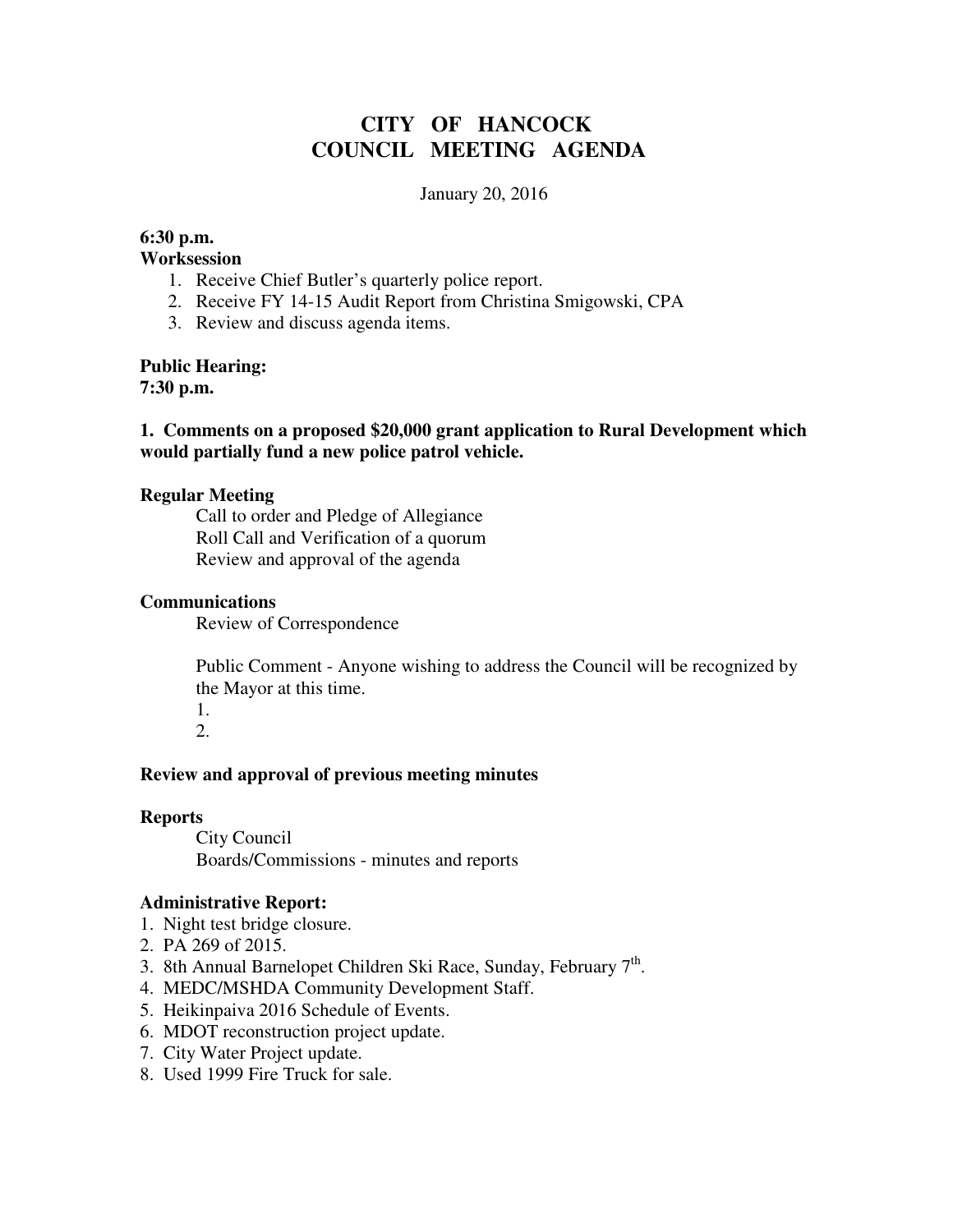# CITY OF HANCOCK
# COUNCIL MEETING AGENDA

January 20, 2016

**6:30 p.m.**
**Worksession**

1. Receive Chief Butler's quarterly police report.
2. Receive FY 14-15 Audit Report from Christina Smigowski, CPA
3. Review and discuss agenda items.

**Public Hearing:**
**7:30 p.m.**

**1. Comments on a proposed $20,000 grant application to Rural Development which would partially fund a new police patrol vehicle.**

**Regular Meeting**

Call to order and Pledge of Allegiance
Roll Call and Verification of a quorum
Review and approval of the agenda

**Communications**

Review of Correspondence

Public Comment - Anyone wishing to address the Council will be recognized by the Mayor at this time.

1.
2.

**Review and approval of previous meeting minutes**

**Reports**

City Council
Boards/Commissions - minutes and reports

**Administrative Report:**

1. Night test bridge closure.
2. PA 269 of 2015.
3. 8th Annual Barnelopet Children Ski Race, Sunday, February 7th.
4. MEDC/MSHDA Community Development Staff.
5. Heikinpaiva 2016 Schedule of Events.
6. MDOT reconstruction project update.
7. City Water Project update.
8. Used 1999 Fire Truck for sale.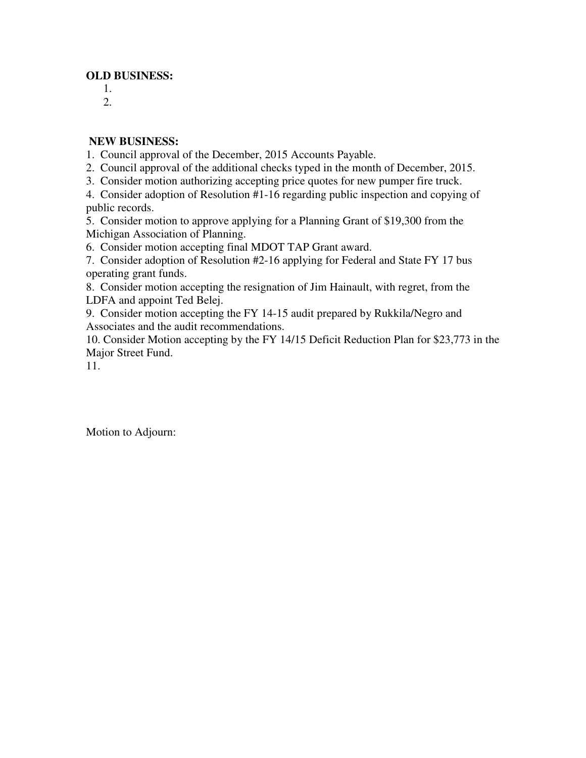**OLD BUSINESS:**

1.
2.

**NEW BUSINESS:**

1. Council approval of the December, 2015 Accounts Payable.
2. Council approval of the additional checks typed in the month of December, 2015.
3. Consider motion authorizing accepting price quotes for new pumper fire truck.
4. Consider adoption of Resolution #1-16 regarding public inspection and copying of public records.
5. Consider motion to approve applying for a Planning Grant of $19,300 from the Michigan Association of Planning.
6. Consider motion accepting final MDOT TAP Grant award.
7. Consider adoption of Resolution #2-16 applying for Federal and State FY 17 bus operating grant funds.
8. Consider motion accepting the resignation of Jim Hainault, with regret, from the LDFA and appoint Ted Belej.
9. Consider motion accepting the FY 14-15 audit prepared by Rukkila/Negro and Associates and the audit recommendations.
10. Consider Motion accepting by the FY 14/15 Deficit Reduction Plan for $23,773 in the Major Street Fund.
11.

Motion to Adjourn: